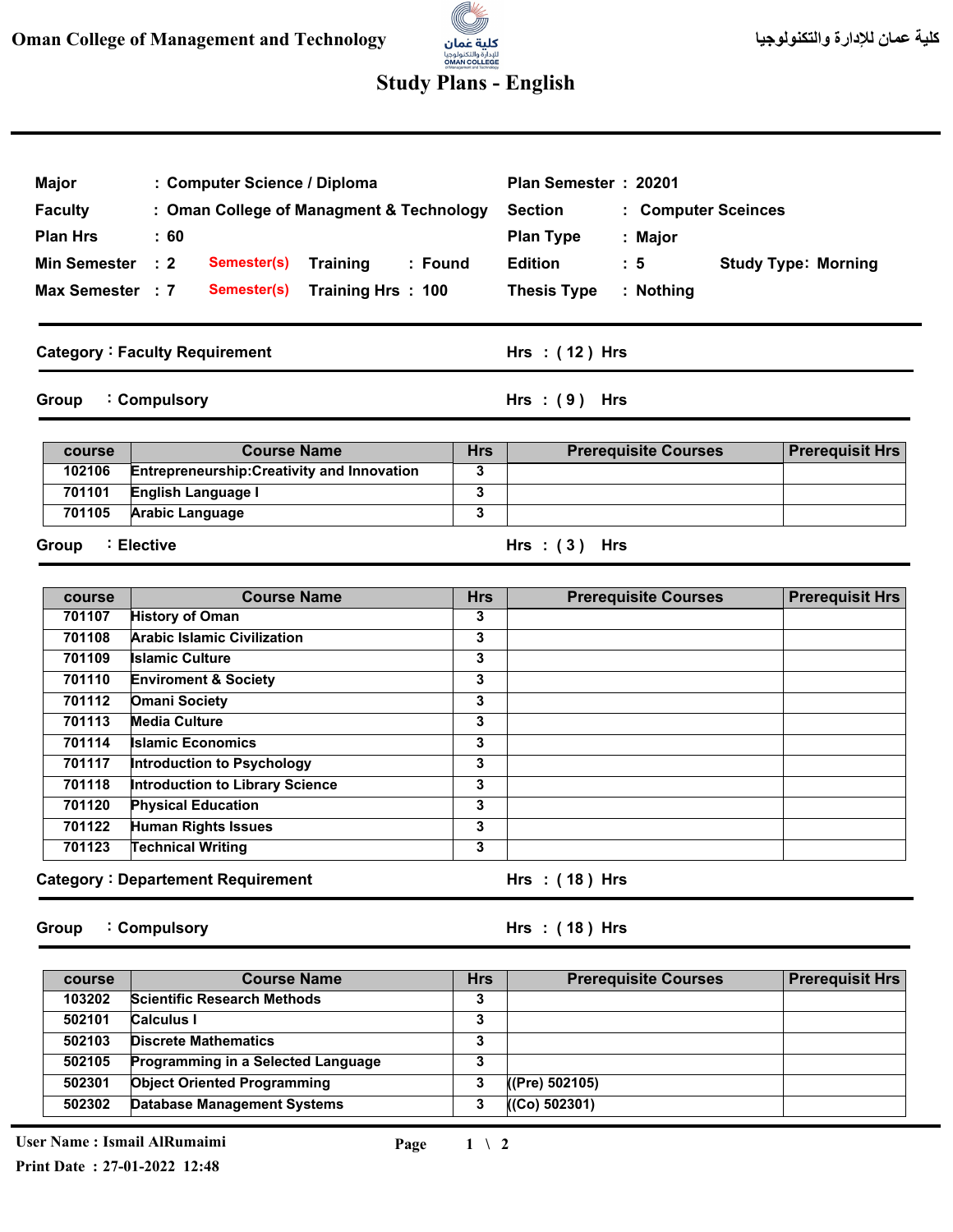Oman College of Management and Technology

كلية عمان للإدارة والتكنولوجيا

# Study Plans - English

| | | | | |
|---|---|---|---|---|
| **Major** | : Computer Science / Diploma | | **Plan Semester** | : 20201 |
| **Faculty** | : Oman College of Managment & Technology | | **Section** | : Computer Sceinces |
| **Plan Hrs** | : 60 | | **Plan Type** | : Major |
| **Min Semester** | : 2 Semester(s) | Training : Found | **Edition** | : 5 — Study Type: Morning |
| **Max Semester** | : 7 Semester(s) | Training Hrs : 100 | **Thesis Type** | : Nothing |

## Category : Faculty Requirement — Hrs : ( 12 ) Hrs

### Group : Compulsory — Hrs : ( 9 ) Hrs

| course | Course Name | Hrs | Prerequisite Courses | Prerequisit Hrs |
|---|---|---|---|---|
| 102106 | Entrepreneurship:Creativity and Innovation | 3 | | |
| 701101 | English Language I | 3 | | |
| 701105 | Arabic Language | 3 | | |

### Group : Elective — Hrs : ( 3 ) Hrs

| course | Course Name | Hrs | Prerequisite Courses | Prerequisit Hrs |
|---|---|---|---|---|
| 701107 | History of Oman | 3 | | |
| 701108 | Arabic Islamic Civilization | 3 | | |
| 701109 | Islamic Culture | 3 | | |
| 701110 | Enviroment & Society | 3 | | |
| 701112 | Omani Society | 3 | | |
| 701113 | Media Culture | 3 | | |
| 701114 | Islamic Economics | 3 | | |
| 701117 | Introduction to Psychology | 3 | | |
| 701118 | Introduction to Library Science | 3 | | |
| 701120 | Physical Education | 3 | | |
| 701122 | Human Rights Issues | 3 | | |
| 701123 | Technical Writing | 3 | | |

## Category : Departement Requirement — Hrs : ( 18 ) Hrs

### Group : Compulsory — Hrs : ( 18 ) Hrs

| course | Course Name | Hrs | Prerequisite Courses | Prerequisit Hrs |
|---|---|---|---|---|
| 103202 | Scientific Research Methods | 3 | | |
| 502101 | Calculus I | 3 | | |
| 502103 | Discrete Mathematics | 3 | | |
| 502105 | Programming in a Selected Language | 3 | | |
| 502301 | Object Oriented Programming | 3 | ((Pre) 502105) | |
| 502302 | Database Management Systems | 3 | ((Co) 502301) | |

User Name : Ismail AlRumaimi

Print Date : 27-01-2022 12:48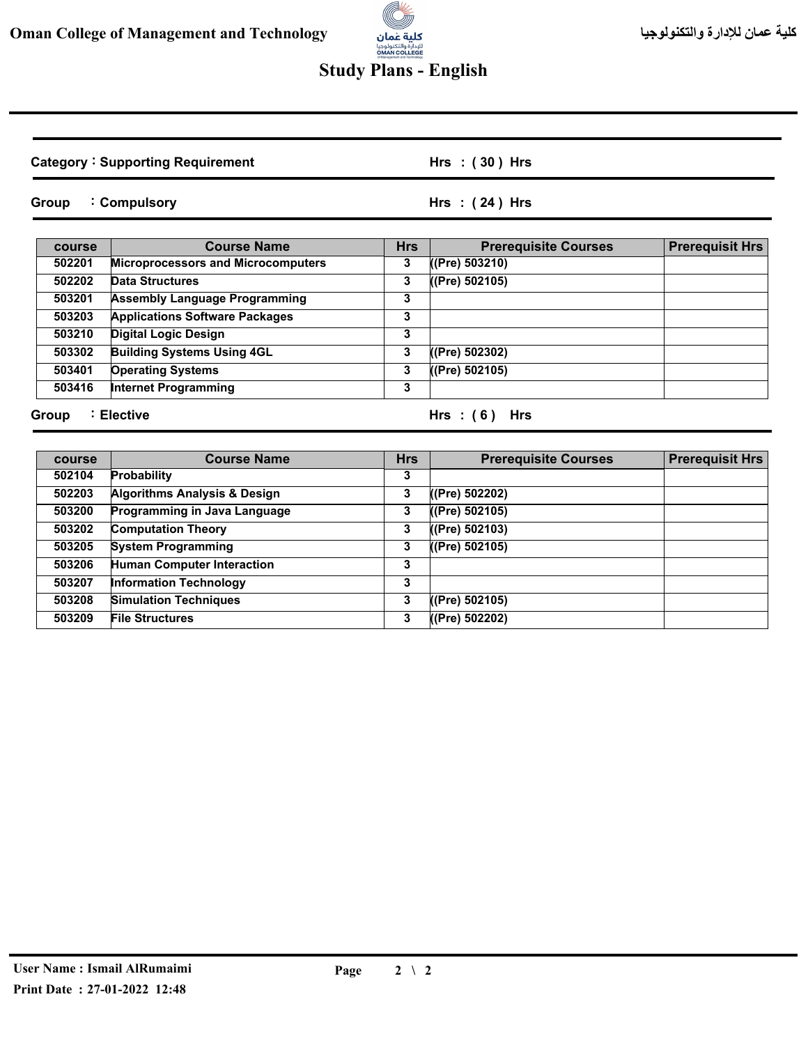**Category : Supporting Requirement** | **Hrs : ( 30 ) Hrs**

**Group : Compulsory** | **Hrs : ( 24 ) Hrs**

| course | Course Name | Hrs | Prerequisite Courses | Prerequisit Hrs |
|---|---|---|---|---|
| 502201 | Microprocessors and Microcomputers | 3 | ((Pre) 503210) | |
| 502202 | Data Structures | 3 | ((Pre) 502105) | |
| 503201 | Assembly Language Programming | 3 | | |
| 503203 | Applications Software Packages | 3 | | |
| 503210 | Digital Logic Design | 3 | | |
| 503302 | Building Systems Using 4GL | 3 | ((Pre) 502302) | |
| 503401 | Operating Systems | 3 | ((Pre) 502105) | |
| 503416 | Internet Programming | 3 | | |

**Group : Elective** | **Hrs : ( 6 ) Hrs**

| course | Course Name | Hrs | Prerequisite Courses | Prerequisit Hrs |
|---|---|---|---|---|
| 502104 | Probability | 3 | | |
| 502203 | Algorithms Analysis & Design | 3 | ((Pre) 502202) | |
| 503200 | Programming in Java Language | 3 | ((Pre) 502105) | |
| 503202 | Computation Theory | 3 | ((Pre) 502103) | |
| 503205 | System Programming | 3 | ((Pre) 502105) | |
| 503206 | Human Computer Interaction | 3 | | |
| 503207 | Information Technology | 3 | | |
| 503208 | Simulation Techniques | 3 | ((Pre) 502105) | |
| 503209 | File Structures | 3 | ((Pre) 502202) | |

User Name : Ismail AlRumaimi

Print Date : 27-01-2022 12:48